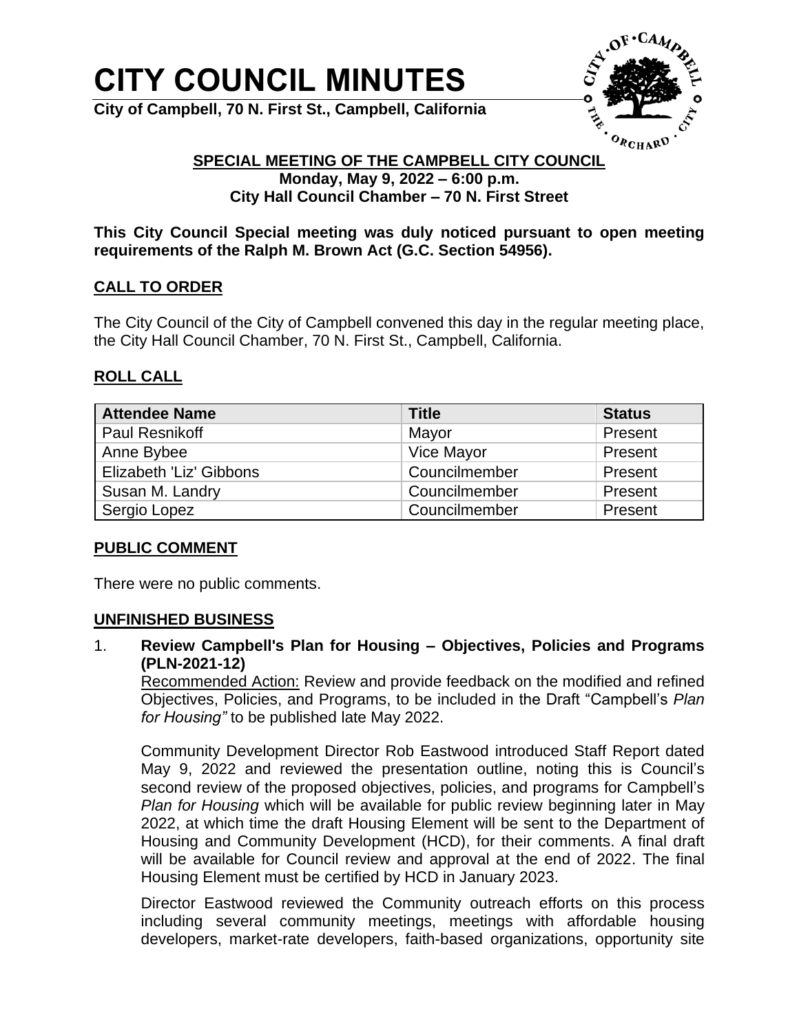# CITY COUNCIL MINUTES

**City of Campbell, 70 N. First St., Campbell, California**

## SPECIAL MEETING OF THE CAMPBELL CITY COUNCIL

**Monday, May 9, 2022 – 6:00 p.m.**
**City Hall Council Chamber – 70 N. First Street**

**This City Council Special meeting was duly noticed pursuant to open meeting requirements of the Ralph M. Brown Act (G.C. Section 54956).**

## CALL TO ORDER

The City Council of the City of Campbell convened this day in the regular meeting place, the City Hall Council Chamber, 70 N. First St., Campbell, California.

## ROLL CALL

| Attendee Name | Title | Status |
|---|---|---|
| Paul Resnikoff | Mayor | Present |
| Anne Bybee | Vice Mayor | Present |
| Elizabeth 'Liz' Gibbons | Councilmember | Present |
| Susan M. Landry | Councilmember | Present |
| Sergio Lopez | Councilmember | Present |

## PUBLIC COMMENT

There were no public comments.

## UNFINISHED BUSINESS

1. **Review Campbell's Plan for Housing – Objectives, Policies and Programs (PLN-2021-12)**
   Recommended Action: Review and provide feedback on the modified and refined Objectives, Policies, and Programs, to be included in the Draft "Campbell's *Plan for Housing"* to be published late May 2022.

   Community Development Director Rob Eastwood introduced Staff Report dated May 9, 2022 and reviewed the presentation outline, noting this is Council's second review of the proposed objectives, policies, and programs for Campbell's *Plan for Housing* which will be available for public review beginning later in May 2022, at which time the draft Housing Element will be sent to the Department of Housing and Community Development (HCD), for their comments. A final draft will be available for Council review and approval at the end of 2022. The final Housing Element must be certified by HCD in January 2023.

   Director Eastwood reviewed the Community outreach efforts on this process including several community meetings, meetings with affordable housing developers, market-rate developers, faith-based organizations, opportunity site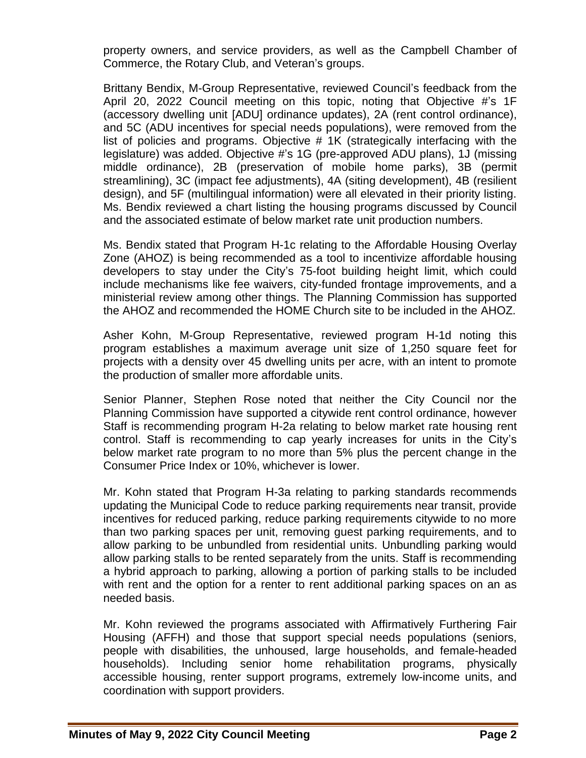property owners, and service providers, as well as the Campbell Chamber of Commerce, the Rotary Club, and Veteran's groups.

Brittany Bendix, M-Group Representative, reviewed Council's feedback from the April 20, 2022 Council meeting on this topic, noting that Objective #'s 1F (accessory dwelling unit [ADU] ordinance updates), 2A (rent control ordinance), and 5C (ADU incentives for special needs populations), were removed from the list of policies and programs. Objective # 1K (strategically interfacing with the legislature) was added. Objective #'s 1G (pre-approved ADU plans), 1J (missing middle ordinance), 2B (preservation of mobile home parks), 3B (permit streamlining), 3C (impact fee adjustments), 4A (siting development), 4B (resilient design), and 5F (multilingual information) were all elevated in their priority listing. Ms. Bendix reviewed a chart listing the housing programs discussed by Council and the associated estimate of below market rate unit production numbers.

Ms. Bendix stated that Program H-1c relating to the Affordable Housing Overlay Zone (AHOZ) is being recommended as a tool to incentivize affordable housing developers to stay under the City's 75-foot building height limit, which could include mechanisms like fee waivers, city-funded frontage improvements, and a ministerial review among other things. The Planning Commission has supported the AHOZ and recommended the HOME Church site to be included in the AHOZ.

Asher Kohn, M-Group Representative, reviewed program H-1d noting this program establishes a maximum average unit size of 1,250 square feet for projects with a density over 45 dwelling units per acre, with an intent to promote the production of smaller more affordable units.

Senior Planner, Stephen Rose noted that neither the City Council nor the Planning Commission have supported a citywide rent control ordinance, however Staff is recommending program H-2a relating to below market rate housing rent control. Staff is recommending to cap yearly increases for units in the City's below market rate program to no more than 5% plus the percent change in the Consumer Price Index or 10%, whichever is lower.

Mr. Kohn stated that Program H-3a relating to parking standards recommends updating the Municipal Code to reduce parking requirements near transit, provide incentives for reduced parking, reduce parking requirements citywide to no more than two parking spaces per unit, removing guest parking requirements, and to allow parking to be unbundled from residential units. Unbundling parking would allow parking stalls to be rented separately from the units. Staff is recommending a hybrid approach to parking, allowing a portion of parking stalls to be included with rent and the option for a renter to rent additional parking spaces on an as needed basis.

Mr. Kohn reviewed the programs associated with Affirmatively Furthering Fair Housing (AFFH) and those that support special needs populations (seniors, people with disabilities, the unhoused, large households, and female-headed households). Including senior home rehabilitation programs, physically accessible housing, renter support programs, extremely low-income units, and coordination with support providers.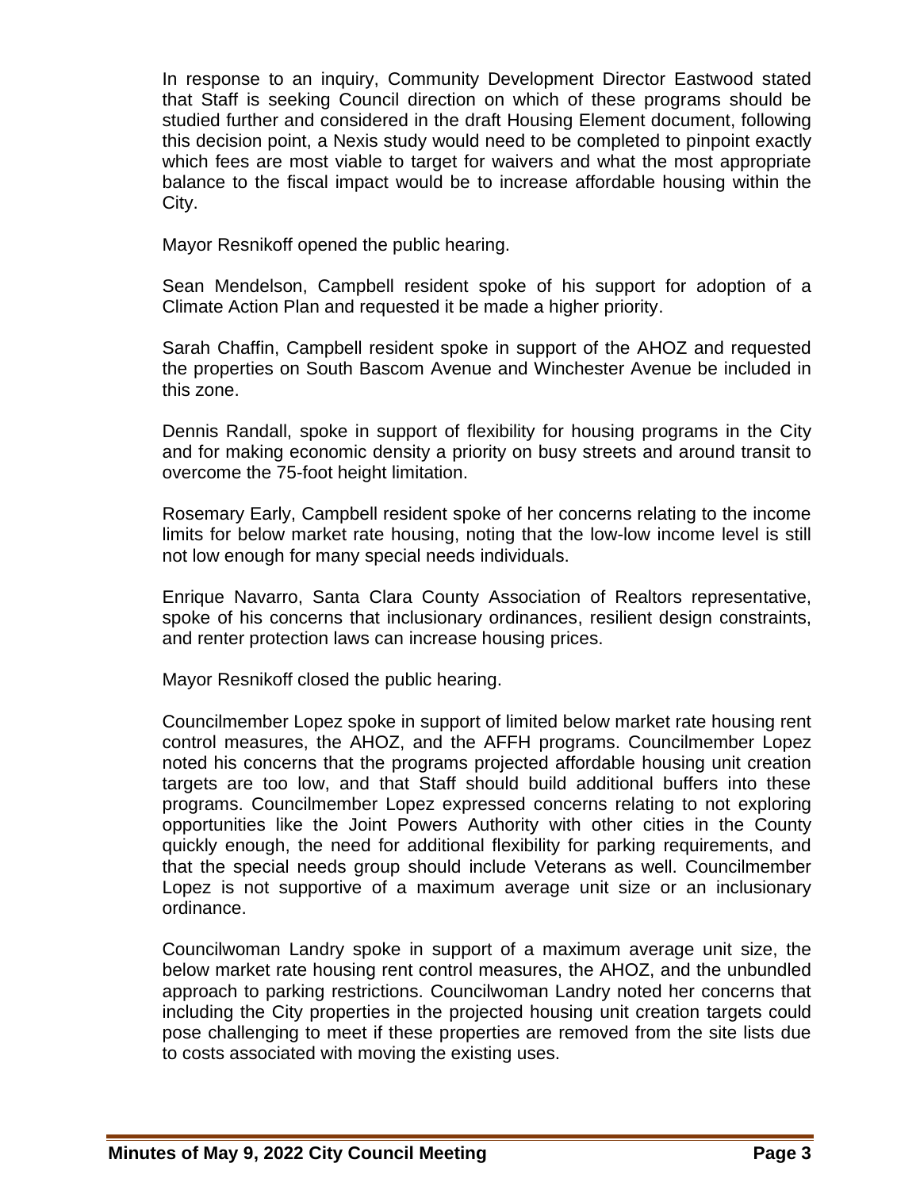In response to an inquiry, Community Development Director Eastwood stated that Staff is seeking Council direction on which of these programs should be studied further and considered in the draft Housing Element document, following this decision point, a Nexis study would need to be completed to pinpoint exactly which fees are most viable to target for waivers and what the most appropriate balance to the fiscal impact would be to increase affordable housing within the City.

Mayor Resnikoff opened the public hearing.

Sean Mendelson, Campbell resident spoke of his support for adoption of a Climate Action Plan and requested it be made a higher priority.

Sarah Chaffin, Campbell resident spoke in support of the AHOZ and requested the properties on South Bascom Avenue and Winchester Avenue be included in this zone.

Dennis Randall, spoke in support of flexibility for housing programs in the City and for making economic density a priority on busy streets and around transit to overcome the 75-foot height limitation.

Rosemary Early, Campbell resident spoke of her concerns relating to the income limits for below market rate housing, noting that the low-low income level is still not low enough for many special needs individuals.

Enrique Navarro, Santa Clara County Association of Realtors representative, spoke of his concerns that inclusionary ordinances, resilient design constraints, and renter protection laws can increase housing prices.

Mayor Resnikoff closed the public hearing.

Councilmember Lopez spoke in support of limited below market rate housing rent control measures, the AHOZ, and the AFFH programs. Councilmember Lopez noted his concerns that the programs projected affordable housing unit creation targets are too low, and that Staff should build additional buffers into these programs. Councilmember Lopez expressed concerns relating to not exploring opportunities like the Joint Powers Authority with other cities in the County quickly enough, the need for additional flexibility for parking requirements, and that the special needs group should include Veterans as well. Councilmember Lopez is not supportive of a maximum average unit size or an inclusionary ordinance.

Councilwoman Landry spoke in support of a maximum average unit size, the below market rate housing rent control measures, the AHOZ, and the unbundled approach to parking restrictions. Councilwoman Landry noted her concerns that including the City properties in the projected housing unit creation targets could pose challenging to meet if these properties are removed from the site lists due to costs associated with moving the existing uses.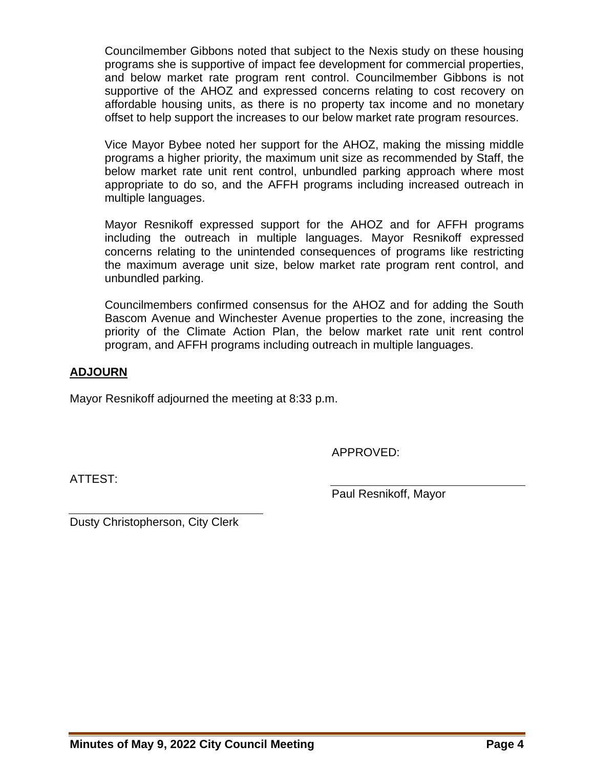Councilmember Gibbons noted that subject to the Nexis study on these housing programs she is supportive of impact fee development for commercial properties, and below market rate program rent control. Councilmember Gibbons is not supportive of the AHOZ and expressed concerns relating to cost recovery on affordable housing units, as there is no property tax income and no monetary offset to help support the increases to our below market rate program resources.

Vice Mayor Bybee noted her support for the AHOZ, making the missing middle programs a higher priority, the maximum unit size as recommended by Staff, the below market rate unit rent control, unbundled parking approach where most appropriate to do so, and the AFFH programs including increased outreach in multiple languages.

Mayor Resnikoff expressed support for the AHOZ and for AFFH programs including the outreach in multiple languages. Mayor Resnikoff expressed concerns relating to the unintended consequences of programs like restricting the maximum average unit size, below market rate program rent control, and unbundled parking.

Councilmembers confirmed consensus for the AHOZ and for adding the South Bascom Avenue and Winchester Avenue properties to the zone, increasing the priority of the Climate Action Plan, the below market rate unit rent control program, and AFFH programs including outreach in multiple languages.

**ADJOURN**

Mayor Resnikoff adjourned the meeting at 8:33 p.m.

APPROVED:

ATTEST:

Paul Resnikoff, Mayor

Dusty Christopherson, City Clerk